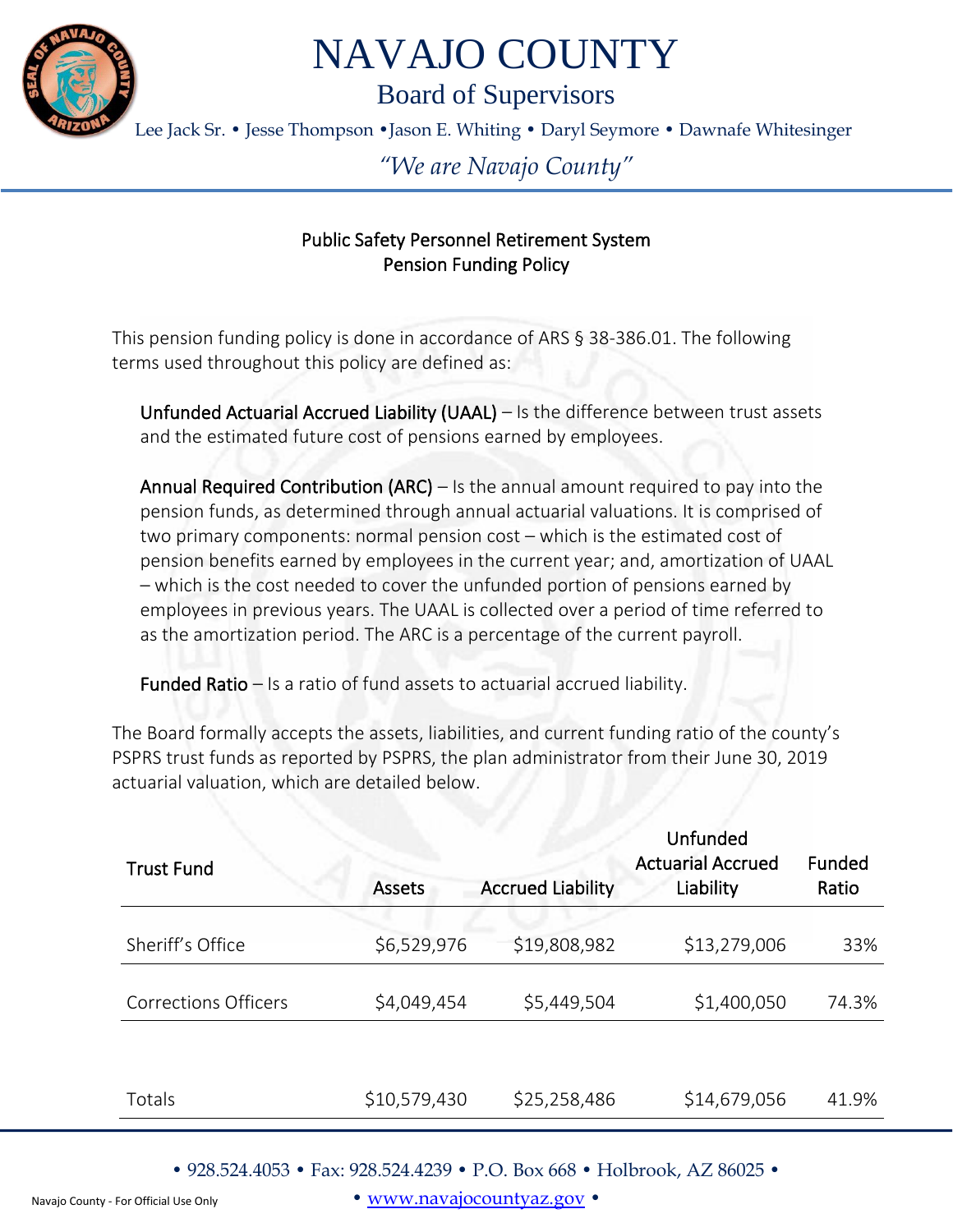# NAVAJO COUNTY

## Board of Supervisors

Lee Jack Sr. • Jesse Thompson •Jason E. Whiting • Daryl Seymore • Dawnafe Whitesinger

*"We are Navajo County"*

### Public Safety Personnel Retirement System
### Pension Funding Policy

This pension funding policy is done in accordance of ARS § 38-386.01. The following terms used throughout this policy are defined as:

**Unfunded Actuarial Accrued Liability (UAAL)** – Is the difference between trust assets and the estimated future cost of pensions earned by employees.

**Annual Required Contribution (ARC)** – Is the annual amount required to pay into the pension funds, as determined through annual actuarial valuations. It is comprised of two primary components: normal pension cost – which is the estimated cost of pension benefits earned by employees in the current year; and, amortization of UAAL – which is the cost needed to cover the unfunded portion of pensions earned by employees in previous years. The UAAL is collected over a period of time referred to as the amortization period. The ARC is a percentage of the current payroll.

**Funded Ratio** – Is a ratio of fund assets to actuarial accrued liability.

The Board formally accepts the assets, liabilities, and current funding ratio of the county's PSPRS trust funds as reported by PSPRS, the plan administrator from their June 30, 2019 actuarial valuation, which are detailed below.

| Trust Fund | Assets | Accrued Liability | Unfunded Actuarial Accrued Liability | Funded Ratio |
|---|---|---|---|---|
| Sheriff's Office | $6,529,976 | $19,808,982 | $13,279,006 | 33% |
| Corrections Officers | $4,049,454 | $5,449,504 | $1,400,050 | 74.3% |
| Totals | $10,579,430 | $25,258,486 | $14,679,056 | 41.9% |

• 928.524.4053 • Fax: 928.524.4239 • P.O. Box 668 • Holbrook, AZ 86025 •

• www.navajocountyaz.gov •

Navajo County - For Official Use Only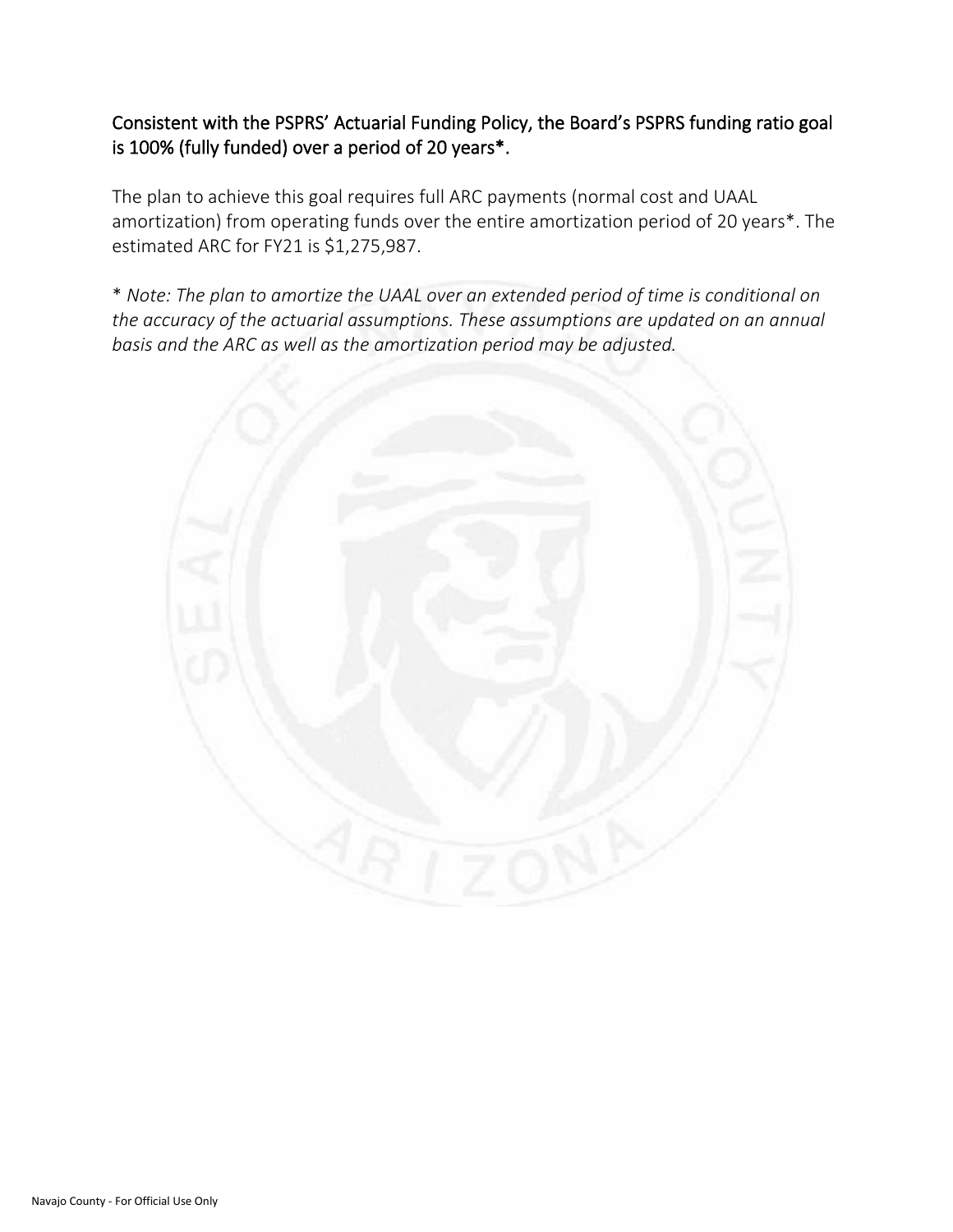**Consistent with the PSPRS' Actuarial Funding Policy, the Board's PSPRS funding ratio goal is 100% (fully funded) over a period of 20 years*.**

The plan to achieve this goal requires full ARC payments (normal cost and UAAL amortization) from operating funds over the entire amortization period of 20 years*. The estimated ARC for FY21 is $1,275,987.

* *Note: The plan to amortize the UAAL over an extended period of time is conditional on the accuracy of the actuarial assumptions. These assumptions are updated on an annual basis and the ARC as well as the amortization period may be adjusted.*